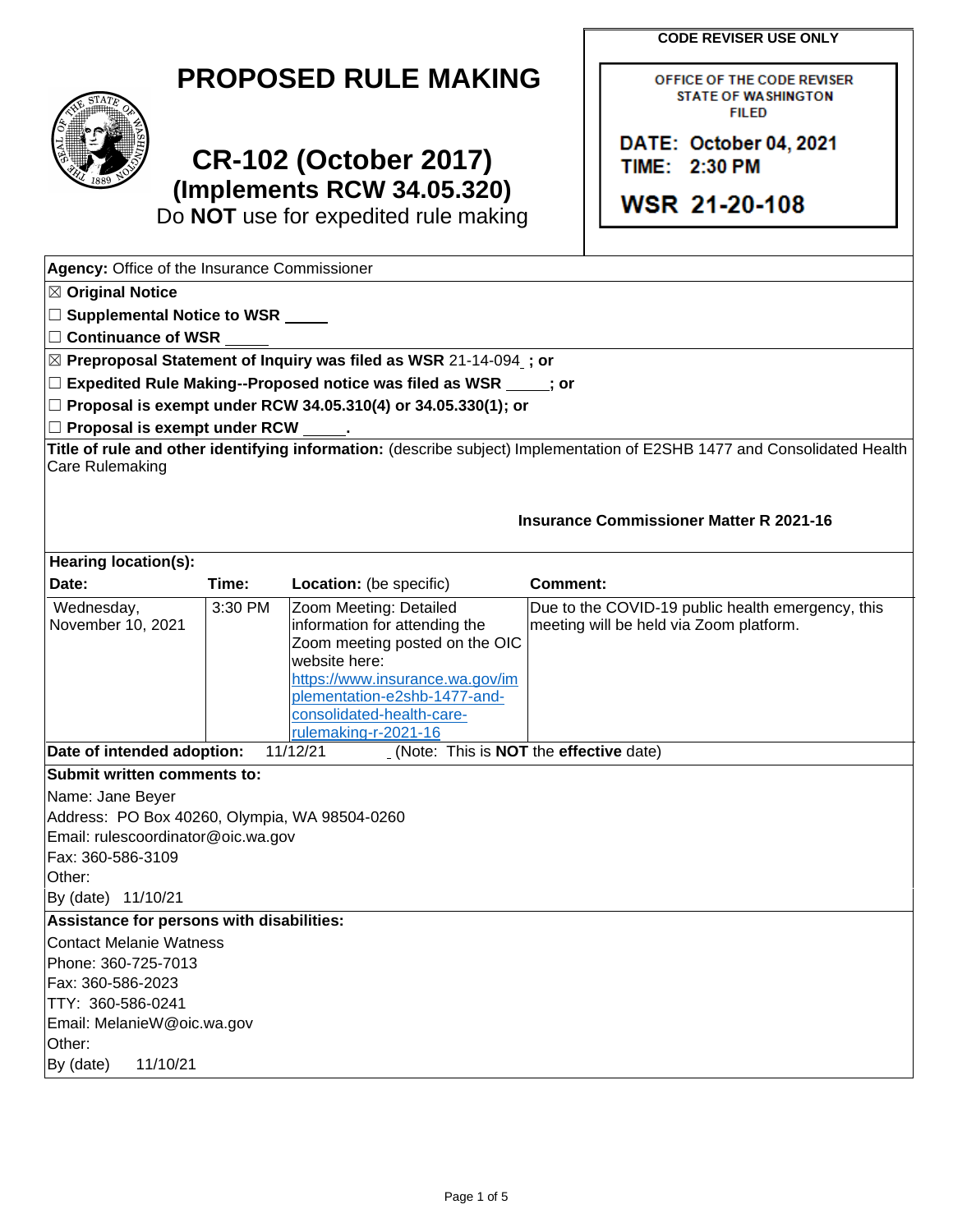# PROPOSED RULE MAKING

## CR-102 (October 2017)
## (Implements RCW 34.05.320)

Do **NOT** use for expedited rule making

**CODE REVISER USE ONLY**

OFFICE OF THE CODE REVISER
STATE OF WASHINGTON
FILED

DATE: October 04, 2021
TIME: 2:30 PM

WSR 21-20-108

**Agency:** Office of the Insurance Commissioner

☒ **Original Notice**

☐ **Supplemental Notice to WSR** _____

☐ **Continuance of WSR** _____

☒ **Preproposal Statement of Inquiry was filed as WSR** 21-14-094 **; or**

☐ **Expedited Rule Making--Proposed notice was filed as WSR** _____**; or**

☐ **Proposal is exempt under RCW 34.05.310(4) or 34.05.330(1); or**

☐ **Proposal is exempt under RCW** _____**.**

**Title of rule and other identifying information:** (describe subject) Implementation of E2SHB 1477 and Consolidated Health Care Rulemaking

**Insurance Commissioner Matter R 2021-16**

**Hearing location(s):**

| **Date:** | **Time:** | **Location:** (be specific) | **Comment:** |
|---|---|---|---|
| Wednesday, November 10, 2021 | 3:30 PM | Zoom Meeting: Detailed information for attending the Zoom meeting posted on the OIC website here: https://www.insurance.wa.gov/implementation-e2shb-1477-and-consolidated-health-care-rulemaking-r-2021-16 | Due to the COVID-19 public health emergency, this meeting will be held via Zoom platform. |

**Date of intended adoption:** 11/12/21 (Note: This is **NOT** the **effective** date)

**Submit written comments to:**

Name: Jane Beyer
Address: PO Box 40260, Olympia, WA 98504-0260
Email: rulescoordinator@oic.wa.gov
Fax: 360-586-3109
Other:
By (date) 11/10/21

**Assistance for persons with disabilities:**

Contact Melanie Watness
Phone: 360-725-7013
Fax: 360-586-2023
TTY: 360-586-0241
Email: MelanieW@oic.wa.gov
Other:
By (date) 11/10/21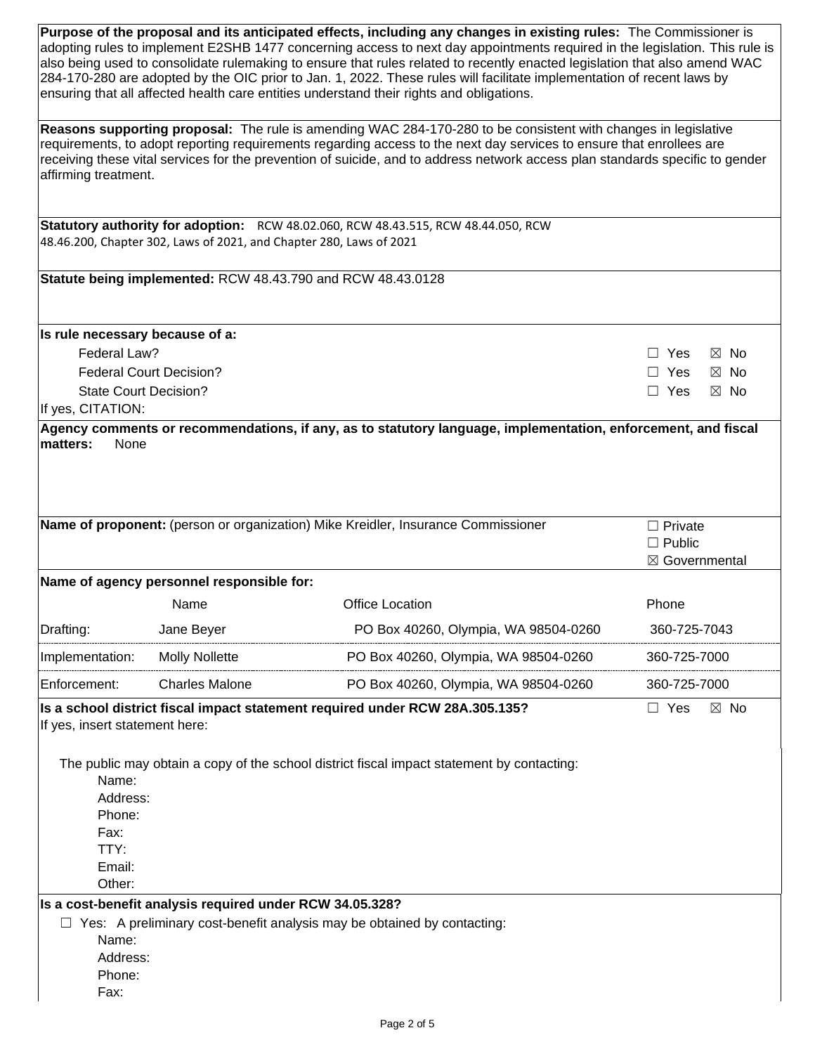**Purpose of the proposal and its anticipated effects, including any changes in existing rules:** The Commissioner is adopting rules to implement E2SHB 1477 concerning access to next day appointments required in the legislation. This rule is also being used to consolidate rulemaking to ensure that rules related to recently enacted legislation that also amend WAC 284-170-280 are adopted by the OIC prior to Jan. 1, 2022. These rules will facilitate implementation of recent laws by ensuring that all affected health care entities understand their rights and obligations.

**Reasons supporting proposal:** The rule is amending WAC 284-170-280 to be consistent with changes in legislative requirements, to adopt reporting requirements regarding access to the next day services to ensure that enrollees are receiving these vital services for the prevention of suicide, and to address network access plan standards specific to gender affirming treatment.

**Statutory authority for adoption:** RCW 48.02.060, RCW 48.43.515, RCW 48.44.050, RCW 48.46.200, Chapter 302, Laws of 2021, and Chapter 280, Laws of 2021

**Statute being implemented:** RCW 48.43.790 and RCW 48.43.0128

**Is rule necessary because of a:**

| | |
|---|---|
| Federal Law? | ☐ Yes ☒ No |
| Federal Court Decision? | ☐ Yes ☒ No |
| State Court Decision? | ☐ Yes ☒ No |

If yes, CITATION:

**Agency comments or recommendations, if any, as to statutory language, implementation, enforcement, and fiscal matters:** None

**Name of proponent:** (person or organization) Mike Kreidler, Insurance Commissioner

☐ Private
☐ Public
☒ Governmental

**Name of agency personnel responsible for:**

| | Name | Office Location | Phone |
|---|---|---|---|
| Drafting: | Jane Beyer | PO Box 40260, Olympia, WA 98504-0260 | 360-725-7043 |
| Implementation: | Molly Nollette | PO Box 40260, Olympia, WA 98504-0260 | 360-725-7000 |
| Enforcement: | Charles Malone | PO Box 40260, Olympia, WA 98504-0260 | 360-725-7000 |

**Is a school district fiscal impact statement required under RCW 28A.305.135?** ☐ Yes ☒ No

If yes, insert statement here:

The public may obtain a copy of the school district fiscal impact statement by contacting:

Name:
Address:
Phone:
Fax:
TTY:
Email:
Other:

**Is a cost-benefit analysis required under RCW 34.05.328?**

☐ Yes: A preliminary cost-benefit analysis may be obtained by contacting:

Name:
Address:
Phone:
Fax: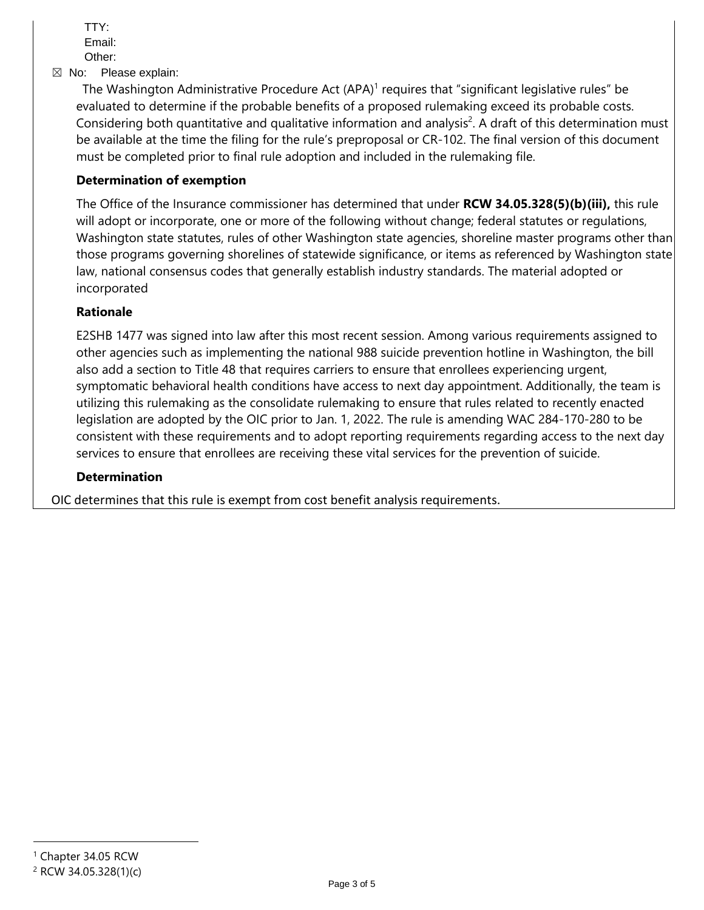TTY:

Email:

Other:

☒ No: Please explain:

The Washington Administrative Procedure Act (APA)[1] requires that "significant legislative rules" be evaluated to determine if the probable benefits of a proposed rulemaking exceed its probable costs. Considering both quantitative and qualitative information and analysis[2]. A draft of this determination must be available at the time the filing for the rule's preproposal or CR-102. The final version of this document must be completed prior to final rule adoption and included in the rulemaking file.

**Determination of exemption**

The Office of the Insurance commissioner has determined that under **RCW 34.05.328(5)(b)(iii),** this rule will adopt or incorporate, one or more of the following without change; federal statutes or regulations, Washington state statutes, rules of other Washington state agencies, shoreline master programs other than those programs governing shorelines of statewide significance, or items as referenced by Washington state law, national consensus codes that generally establish industry standards. The material adopted or incorporated

**Rationale**

E2SHB 1477 was signed into law after this most recent session. Among various requirements assigned to other agencies such as implementing the national 988 suicide prevention hotline in Washington, the bill also add a section to Title 48 that requires carriers to ensure that enrollees experiencing urgent, symptomatic behavioral health conditions have access to next day appointment. Additionally, the team is utilizing this rulemaking as the consolidate rulemaking to ensure that rules related to recently enacted legislation are adopted by the OIC prior to Jan. 1, 2022. The rule is amending WAC 284-170-280 to be consistent with these requirements and to adopt reporting requirements regarding access to the next day services to ensure that enrollees are receiving these vital services for the prevention of suicide.

**Determination**

OIC determines that this rule is exempt from cost benefit analysis requirements.

[1] Chapter 34.05 RCW

[2] RCW 34.05.328(1)(c)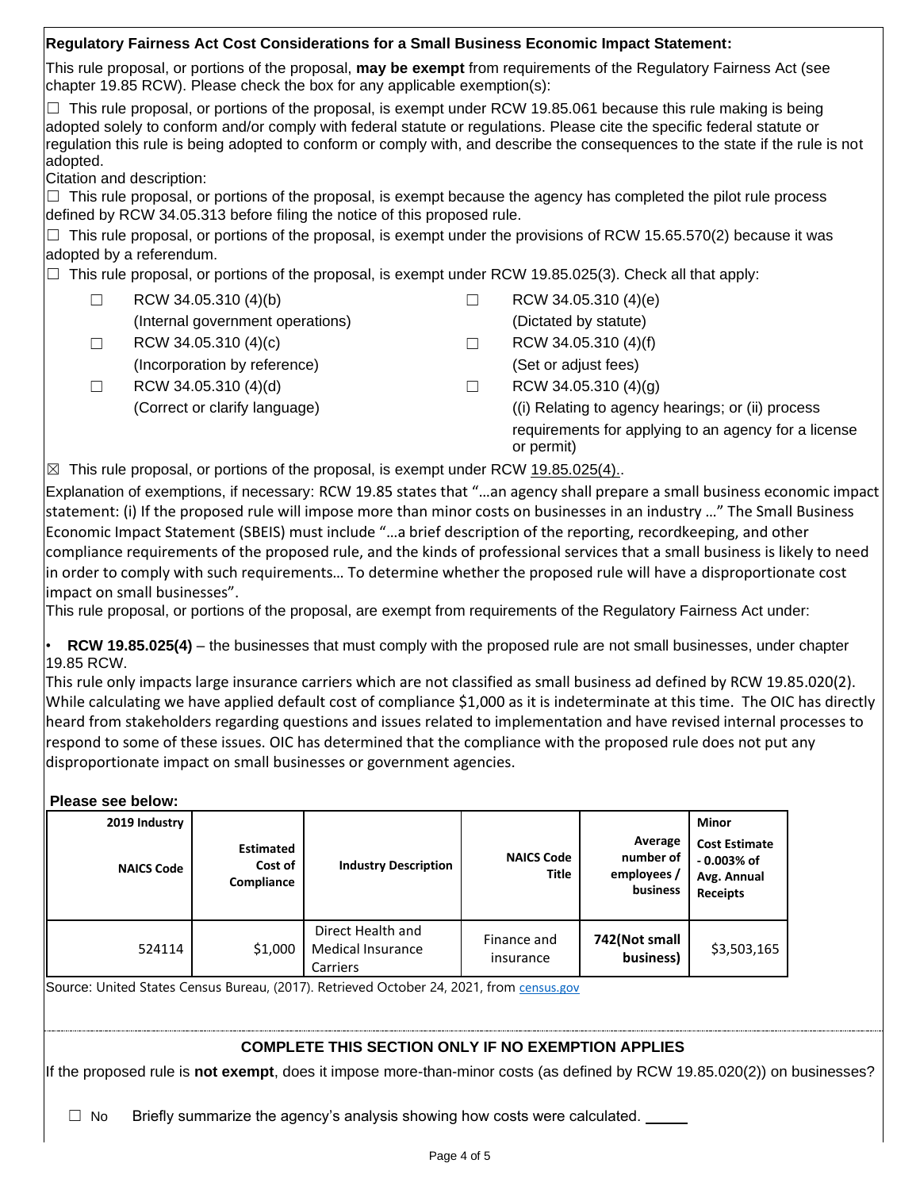**Regulatory Fairness Act Cost Considerations for a Small Business Economic Impact Statement:**

This rule proposal, or portions of the proposal, **may be exempt** from requirements of the Regulatory Fairness Act (see chapter 19.85 RCW). Please check the box for any applicable exemption(s):

☐ This rule proposal, or portions of the proposal, is exempt under RCW 19.85.061 because this rule making is being adopted solely to conform and/or comply with federal statute or regulations. Please cite the specific federal statute or regulation this rule is being adopted to conform or comply with, and describe the consequences to the state if the rule is not adopted.

Citation and description:

☐ This rule proposal, or portions of the proposal, is exempt because the agency has completed the pilot rule process defined by RCW 34.05.313 before filing the notice of this proposed rule.

☐ This rule proposal, or portions of the proposal, is exempt under the provisions of RCW 15.65.570(2) because it was adopted by a referendum.

☐ This rule proposal, or portions of the proposal, is exempt under RCW 19.85.025(3). Check all that apply:

- ☐ RCW 34.05.310 (4)(b) (Internal government operations)
- ☐ RCW 34.05.310 (4)(c) (Incorporation by reference)
- ☐ RCW 34.05.310 (4)(d) (Correct or clarify language)
- ☐ RCW 34.05.310 (4)(e) (Dictated by statute)
- ☐ RCW 34.05.310 (4)(f) (Set or adjust fees)
- ☐ RCW 34.05.310 (4)(g) ((i) Relating to agency hearings; or (ii) process requirements for applying to an agency for a license or permit)

☒ This rule proposal, or portions of the proposal, is exempt under RCW 19.85.025(4)..

Explanation of exemptions, if necessary: RCW 19.85 states that "…an agency shall prepare a small business economic impact statement: (i) If the proposed rule will impose more than minor costs on businesses in an industry …" The Small Business Economic Impact Statement (SBEIS) must include "…a brief description of the reporting, recordkeeping, and other compliance requirements of the proposed rule, and the kinds of professional services that a small business is likely to need in order to comply with such requirements… To determine whether the proposed rule will have a disproportionate cost impact on small businesses".

This rule proposal, or portions of the proposal, are exempt from requirements of the Regulatory Fairness Act under:

- **RCW 19.85.025(4)** – the businesses that must comply with the proposed rule are not small businesses, under chapter 19.85 RCW.

This rule only impacts large insurance carriers which are not classified as small business ad defined by RCW 19.85.020(2). While calculating we have applied default cost of compliance $1,000 as it is indeterminate at this time. The OIC has directly heard from stakeholders regarding questions and issues related to implementation and have revised internal processes to respond to some of these issues. OIC has determined that the compliance with the proposed rule does not put any disproportionate impact on small businesses or government agencies.

**Please see below:**

| 2019 Industry NAICS Code | Estimated Cost of Compliance | Industry Description | NAICS Code Title | Average number of employees / business | Minor Cost Estimate - 0.003% of Avg. Annual Receipts |
|---|---|---|---|---|---|
| 524114 | $1,000 | Direct Health and Medical Insurance Carriers | Finance and insurance | 742(Not small business) | $3,503,165 |

Source: United States Census Bureau, (2017). Retrieved October 24, 2021, from census.gov

**COMPLETE THIS SECTION ONLY IF NO EXEMPTION APPLIES**

If the proposed rule is **not exempt**, does it impose more-than-minor costs (as defined by RCW 19.85.020(2)) on businesses?

☐ No Briefly summarize the agency's analysis showing how costs were calculated. \_\_\_\_\_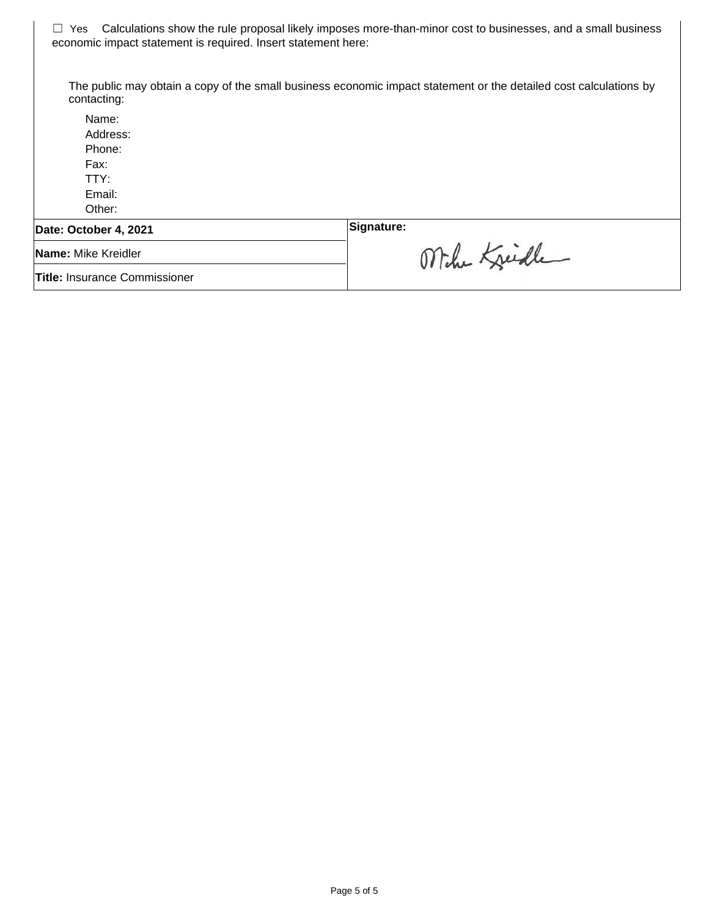☐ Yes Calculations show the rule proposal likely imposes more-than-minor cost to businesses, and a small business economic impact statement is required. Insert statement here:

The public may obtain a copy of the small business economic impact statement or the detailed cost calculations by contacting:

Name:
Address:
Phone:
Fax:
TTY:
Email:
Other:

| **Date: October 4, 2021** | **Signature:** |
|---|---|
| **Name:** Mike Kreidler | Mike Kreidler |
| **Title:** Insurance Commissioner | |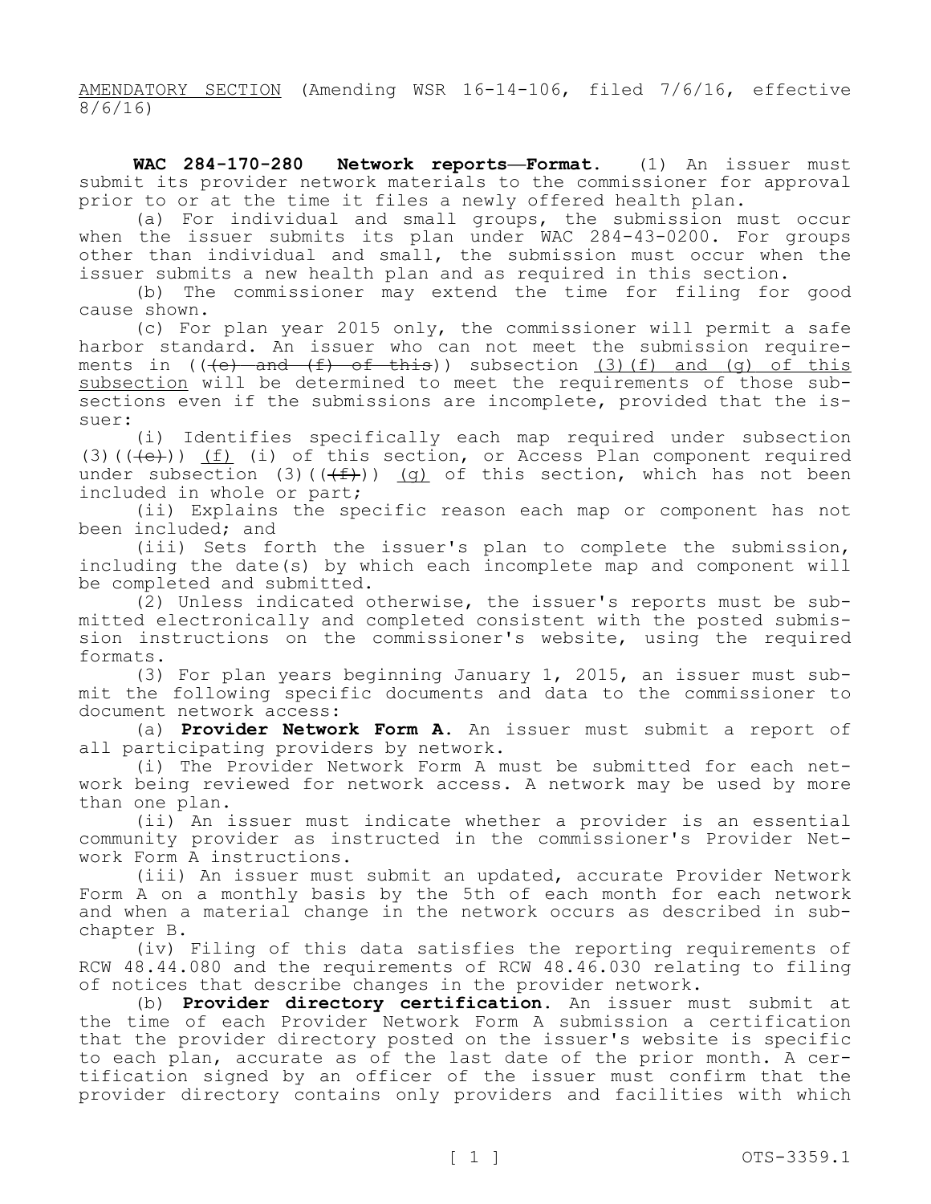AMENDATORY SECTION (Amending WSR 16-14-106, filed 7/6/16, effective 8/6/16)

**WAC 284-170-280 Network reports—Format.** (1) An issuer must submit its provider network materials to the commissioner for approval prior to or at the time it files a newly offered health plan.

(a) For individual and small groups, the submission must occur when the issuer submits its plan under WAC 284-43-0200. For groups other than individual and small, the submission must occur when the issuer submits a new health plan and as required in this section.

(b) The commissioner may extend the time for filing for good cause shown.

(c) For plan year 2015 only, the commissioner will permit a safe harbor standard. An issuer who can not meet the submission requirements in ((~~(e) and (f) of this~~)) subsection <u>(3)(f) and (g) of this subsection</u> will be determined to meet the requirements of those subsections even if the submissions are incomplete, provided that the issuer:

(i) Identifies specifically each map required under subsection (3)((~~(e)~~)) <u>(f)</u> (i) of this section, or Access Plan component required under subsection (3)((~~(f)~~)) <u>(g)</u> of this section, which has not been included in whole or part;

(ii) Explains the specific reason each map or component has not been included; and

(iii) Sets forth the issuer's plan to complete the submission, including the date(s) by which each incomplete map and component will be completed and submitted.

(2) Unless indicated otherwise, the issuer's reports must be submitted electronically and completed consistent with the posted submission instructions on the commissioner's website, using the required formats.

(3) For plan years beginning January 1, 2015, an issuer must submit the following specific documents and data to the commissioner to document network access:

(a) **Provider Network Form A**. An issuer must submit a report of all participating providers by network.

(i) The Provider Network Form A must be submitted for each network being reviewed for network access. A network may be used by more than one plan.

(ii) An issuer must indicate whether a provider is an essential community provider as instructed in the commissioner's Provider Network Form A instructions.

(iii) An issuer must submit an updated, accurate Provider Network Form A on a monthly basis by the 5th of each month for each network and when a material change in the network occurs as described in subchapter B.

(iv) Filing of this data satisfies the reporting requirements of RCW 48.44.080 and the requirements of RCW 48.46.030 relating to filing of notices that describe changes in the provider network.

(b) **Provider directory certification**. An issuer must submit at the time of each Provider Network Form A submission a certification that the provider directory posted on the issuer's website is specific to each plan, accurate as of the last date of the prior month. A certification signed by an officer of the issuer must confirm that the provider directory contains only providers and facilities with which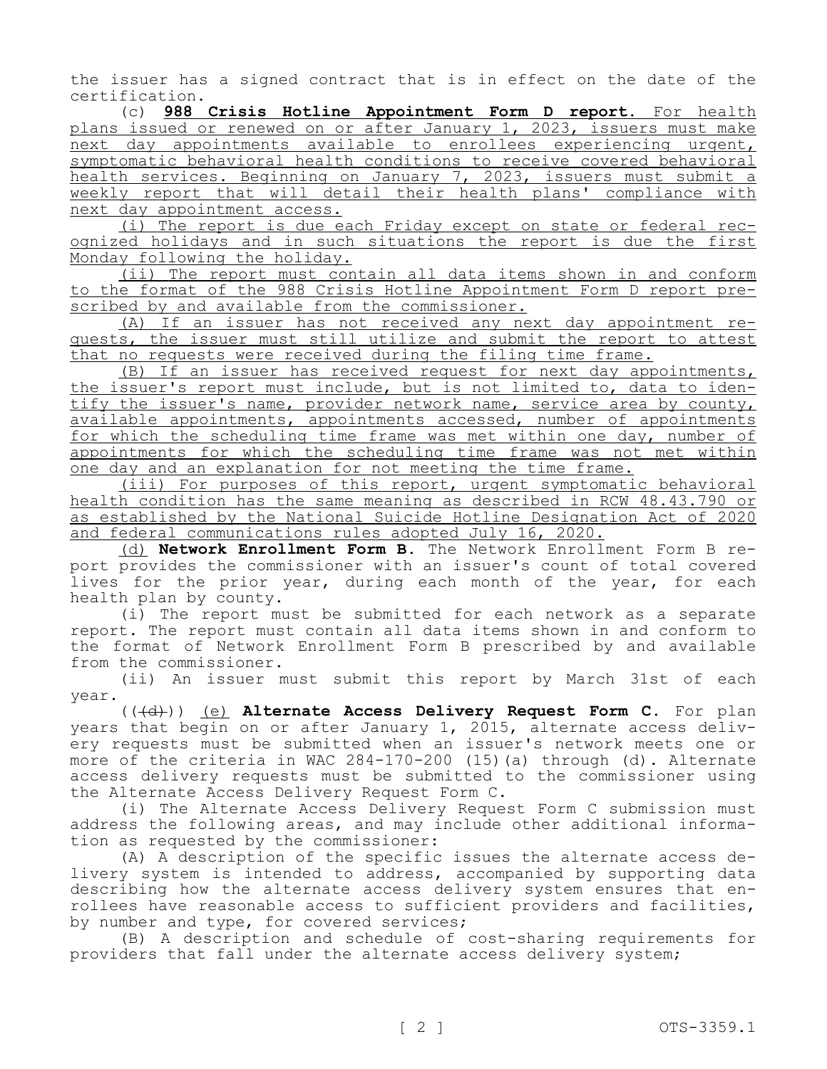the issuer has a signed contract that is in effect on the date of the certification.

(c) **988 Crisis Hotline Appointment Form D report**. For health plans issued or renewed on or after January 1, 2023, issuers must make next day appointments available to enrollees experiencing urgent, symptomatic behavioral health conditions to receive covered behavioral health services. Beginning on January 7, 2023, issuers must submit a weekly report that will detail their health plans' compliance with next day appointment access.

(i) The report is due each Friday except on state or federal recognized holidays and in such situations the report is due the first Monday following the holiday.

(ii) The report must contain all data items shown in and conform to the format of the 988 Crisis Hotline Appointment Form D report prescribed by and available from the commissioner.

(A) If an issuer has not received any next day appointment requests, the issuer must still utilize and submit the report to attest that no requests were received during the filing time frame.

(B) If an issuer has received request for next day appointments, the issuer's report must include, but is not limited to, data to identify the issuer's name, provider network name, service area by county, available appointments, appointments accessed, number of appointments for which the scheduling time frame was met within one day, number of appointments for which the scheduling time frame was not met within one day and an explanation for not meeting the time frame.

(iii) For purposes of this report, urgent symptomatic behavioral health condition has the same meaning as described in RCW 48.43.790 or as established by the National Suicide Hotline Designation Act of 2020 and federal communications rules adopted July 16, 2020.

(d) **Network Enrollment Form B**. The Network Enrollment Form B report provides the commissioner with an issuer's count of total covered lives for the prior year, during each month of the year, for each health plan by county.

(i) The report must be submitted for each network as a separate report. The report must contain all data items shown in and conform to the format of Network Enrollment Form B prescribed by and available from the commissioner.

(ii) An issuer must submit this report by March 31st of each year.

~~((d))~~ (e) **Alternate Access Delivery Request Form C**. For plan years that begin on or after January 1, 2015, alternate access delivery requests must be submitted when an issuer's network meets one or more of the criteria in WAC 284-170-200 (15)(a) through (d). Alternate access delivery requests must be submitted to the commissioner using the Alternate Access Delivery Request Form C.

(i) The Alternate Access Delivery Request Form C submission must address the following areas, and may include other additional information as requested by the commissioner:

(A) A description of the specific issues the alternate access delivery system is intended to address, accompanied by supporting data describing how the alternate access delivery system ensures that enrollees have reasonable access to sufficient providers and facilities, by number and type, for covered services;

(B) A description and schedule of cost-sharing requirements for providers that fall under the alternate access delivery system;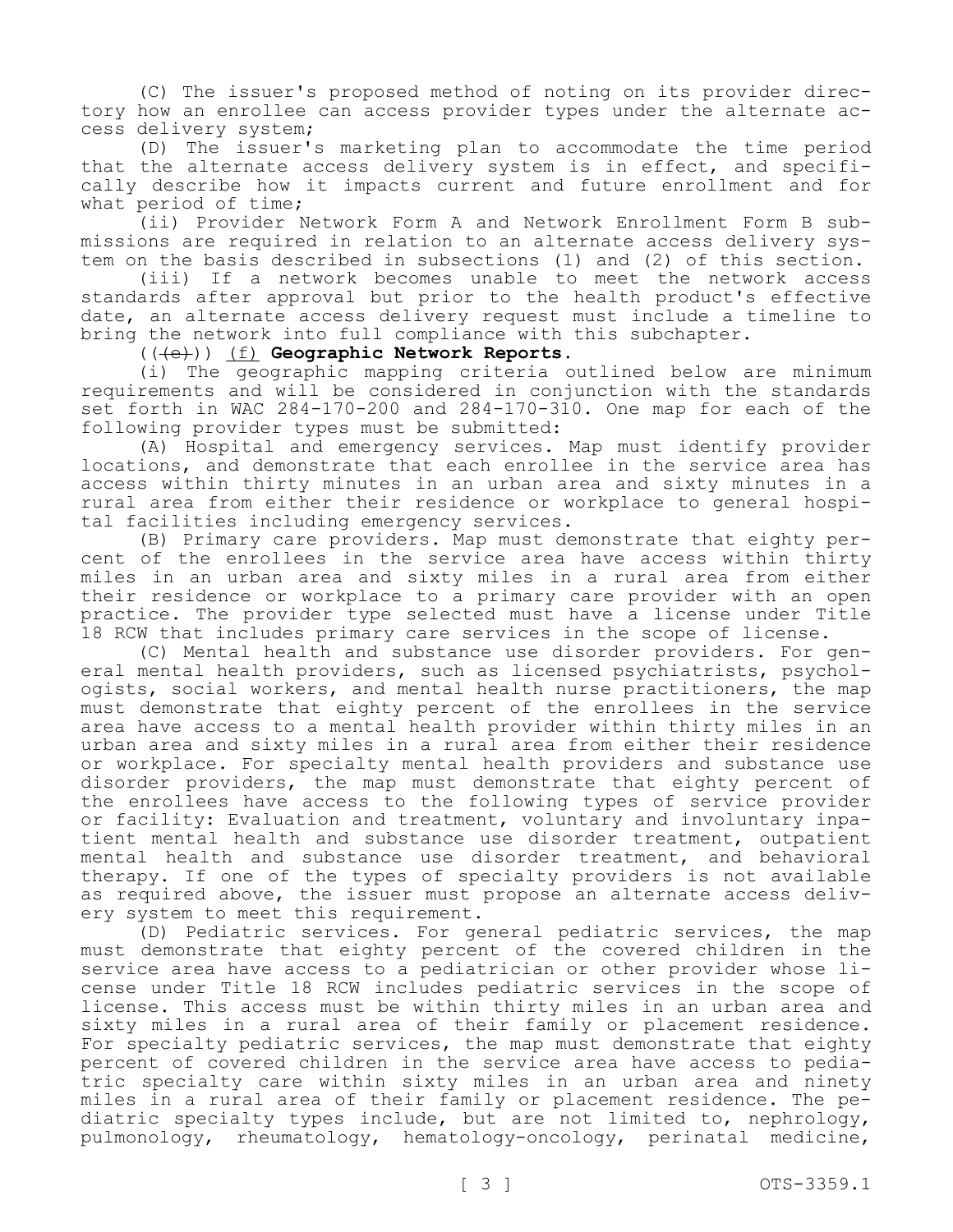(C) The issuer's proposed method of noting on its provider directory how an enrollee can access provider types under the alternate access delivery system;

(D) The issuer's marketing plan to accommodate the time period that the alternate access delivery system is in effect, and specifically describe how it impacts current and future enrollment and for what period of time;

(ii) Provider Network Form A and Network Enrollment Form B submissions are required in relation to an alternate access delivery system on the basis described in subsections (1) and (2) of this section.

(iii) If a network becomes unable to meet the network access standards after approval but prior to the health product's effective date, an alternate access delivery request must include a timeline to bring the network into full compliance with this subchapter.

~~((~~~~(e)~~~~))~~ <u>(f)</u> **Geographic Network Reports.**

(i) The geographic mapping criteria outlined below are minimum requirements and will be considered in conjunction with the standards set forth in WAC 284-170-200 and 284-170-310. One map for each of the following provider types must be submitted:

(A) Hospital and emergency services. Map must identify provider locations, and demonstrate that each enrollee in the service area has access within thirty minutes in an urban area and sixty minutes in a rural area from either their residence or workplace to general hospital facilities including emergency services.

(B) Primary care providers. Map must demonstrate that eighty percent of the enrollees in the service area have access within thirty miles in an urban area and sixty miles in a rural area from either their residence or workplace to a primary care provider with an open practice. The provider type selected must have a license under Title 18 RCW that includes primary care services in the scope of license.

(C) Mental health and substance use disorder providers. For general mental health providers, such as licensed psychiatrists, psychologists, social workers, and mental health nurse practitioners, the map must demonstrate that eighty percent of the enrollees in the service area have access to a mental health provider within thirty miles in an urban area and sixty miles in a rural area from either their residence or workplace. For specialty mental health providers and substance use disorder providers, the map must demonstrate that eighty percent of the enrollees have access to the following types of service provider or facility: Evaluation and treatment, voluntary and involuntary inpatient mental health and substance use disorder treatment, outpatient mental health and substance use disorder treatment, and behavioral therapy. If one of the types of specialty providers is not available as required above, the issuer must propose an alternate access delivery system to meet this requirement.

(D) Pediatric services. For general pediatric services, the map must demonstrate that eighty percent of the covered children in the service area have access to a pediatrician or other provider whose license under Title 18 RCW includes pediatric services in the scope of license. This access must be within thirty miles in an urban area and sixty miles in a rural area of their family or placement residence. For specialty pediatric services, the map must demonstrate that eighty percent of covered children in the service area have access to pediatric specialty care within sixty miles in an urban area and ninety miles in a rural area of their family or placement residence. The pediatric specialty types include, but are not limited to, nephrology, pulmonology, rheumatology, hematology-oncology, perinatal medicine,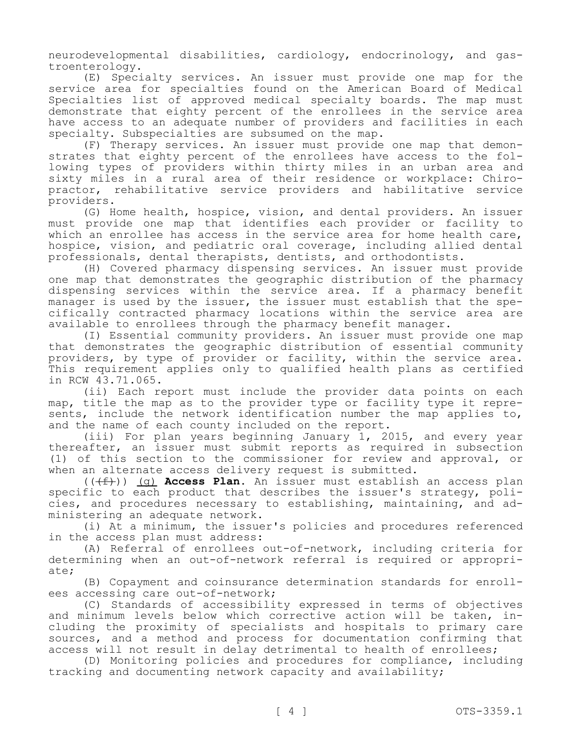neurodevelopmental disabilities, cardiology, endocrinology, and gastroenterology.

(E) Specialty services. An issuer must provide one map for the service area for specialties found on the American Board of Medical Specialties list of approved medical specialty boards. The map must demonstrate that eighty percent of the enrollees in the service area have access to an adequate number of providers and facilities in each specialty. Subspecialties are subsumed on the map.

(F) Therapy services. An issuer must provide one map that demonstrates that eighty percent of the enrollees have access to the following types of providers within thirty miles in an urban area and sixty miles in a rural area of their residence or workplace: Chiropractor, rehabilitative service providers and habilitative service providers.

(G) Home health, hospice, vision, and dental providers. An issuer must provide one map that identifies each provider or facility to which an enrollee has access in the service area for home health care, hospice, vision, and pediatric oral coverage, including allied dental professionals, dental therapists, dentists, and orthodontists.

(H) Covered pharmacy dispensing services. An issuer must provide one map that demonstrates the geographic distribution of the pharmacy dispensing services within the service area. If a pharmacy benefit manager is used by the issuer, the issuer must establish that the specifically contracted pharmacy locations within the service area are available to enrollees through the pharmacy benefit manager.

(I) Essential community providers. An issuer must provide one map that demonstrates the geographic distribution of essential community providers, by type of provider or facility, within the service area. This requirement applies only to qualified health plans as certified in RCW 43.71.065.

(ii) Each report must include the provider data points on each map, title the map as to the provider type or facility type it represents, include the network identification number the map applies to, and the name of each county included on the report.

(iii) For plan years beginning January 1, 2015, and every year thereafter, an issuer must submit reports as required in subsection (1) of this section to the commissioner for review and approval, or when an alternate access delivery request is submitted.

((~~(f)~~)) (g) **Access Plan**. An issuer must establish an access plan specific to each product that describes the issuer's strategy, policies, and procedures necessary to establishing, maintaining, and administering an adequate network.

(i) At a minimum, the issuer's policies and procedures referenced in the access plan must address:

(A) Referral of enrollees out-of-network, including criteria for determining when an out-of-network referral is required or appropriate;

(B) Copayment and coinsurance determination standards for enrollees accessing care out-of-network;

(C) Standards of accessibility expressed in terms of objectives and minimum levels below which corrective action will be taken, including the proximity of specialists and hospitals to primary care sources, and a method and process for documentation confirming that access will not result in delay detrimental to health of enrollees;

(D) Monitoring policies and procedures for compliance, including tracking and documenting network capacity and availability;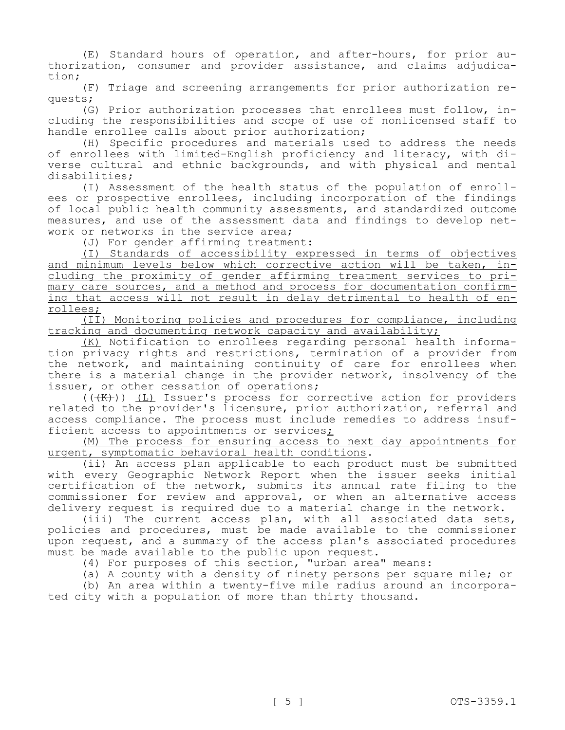(E) Standard hours of operation, and after-hours, for prior authorization, consumer and provider assistance, and claims adjudication;

(F) Triage and screening arrangements for prior authorization requests;

(G) Prior authorization processes that enrollees must follow, including the responsibilities and scope of use of nonlicensed staff to handle enrollee calls about prior authorization;

(H) Specific procedures and materials used to address the needs of enrollees with limited-English proficiency and literacy, with diverse cultural and ethnic backgrounds, and with physical and mental disabilities;

(I) Assessment of the health status of the population of enrollees or prospective enrollees, including incorporation of the findings of local public health community assessments, and standardized outcome measures, and use of the assessment data and findings to develop network or networks in the service area;

(J) For gender affirming treatment:

(I) Standards of accessibility expressed in terms of objectives and minimum levels below which corrective action will be taken, including the proximity of gender affirming treatment services to primary care sources, and a method and process for documentation confirming that access will not result in delay detrimental to health of enrollees;

(II) Monitoring policies and procedures for compliance, including tracking and documenting network capacity and availability;

(K) Notification to enrollees regarding personal health information privacy rights and restrictions, termination of a provider from the network, and maintaining continuity of care for enrollees when there is a material change in the provider network, insolvency of the issuer, or other cessation of operations;

(((K))) (L) Issuer's process for corrective action for providers related to the provider's licensure, prior authorization, referral and access compliance. The process must include remedies to address insufficient access to appointments or services;

(M) The process for ensuring access to next day appointments for urgent, symptomatic behavioral health conditions.

(ii) An access plan applicable to each product must be submitted with every Geographic Network Report when the issuer seeks initial certification of the network, submits its annual rate filing to the commissioner for review and approval, or when an alternative access delivery request is required due to a material change in the network.

(iii) The current access plan, with all associated data sets, policies and procedures, must be made available to the commissioner upon request, and a summary of the access plan's associated procedures must be made available to the public upon request.

(4) For purposes of this section, "urban area" means:

(a) A county with a density of ninety persons per square mile; or

(b) An area within a twenty-five mile radius around an incorporated city with a population of more than thirty thousand.